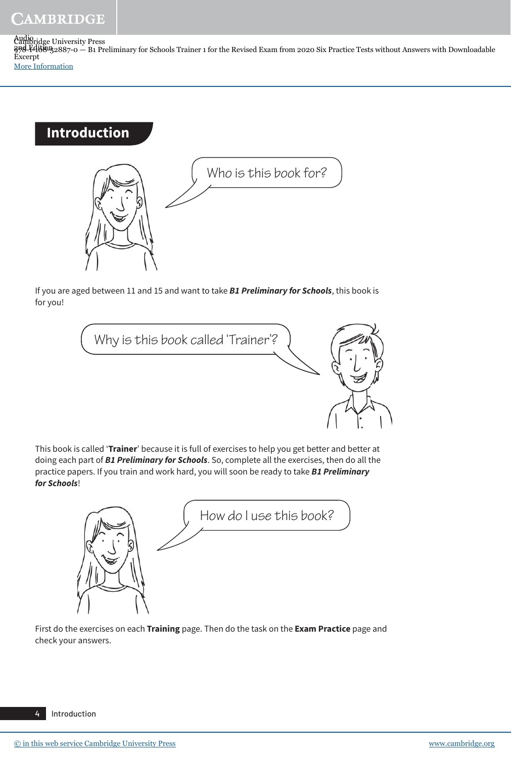# Introduction

Who is this book for?

If you are aged between 11 and 15 and want to take ***B1 Preliminary for Schools***, this book is for you!

Why is this book called 'Trainer'?

This book is called '**Trainer**' because it is full of exercises to help you get better and better at doing each part of ***B1 Preliminary for Schools***. So, complete all the exercises, then do all the practice papers. If you train and work hard, you will soon be ready to take ***B1 Preliminary for Schools***!

How do I use this book?

First do the exercises on each **Training** page. Then do the task on the **Exam Practice** page and check your answers.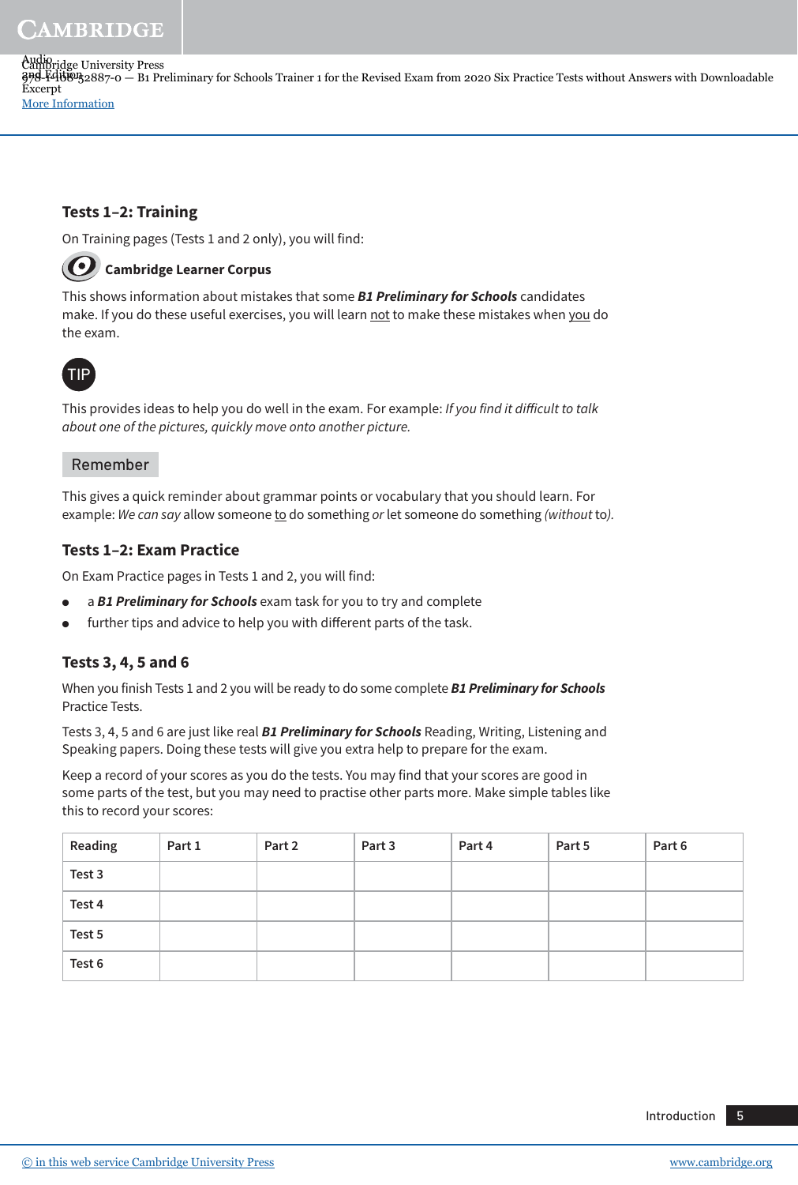## Tests 1–2: Training

On Training pages (Tests 1 and 2 only), you will find:

**Cambridge Learner Corpus**

This shows information about mistakes that some ***B1 Preliminary for Schools*** candidates make. If you do these useful exercises, you will learn not to make these mistakes when you do the exam.

**TIP**

This provides ideas to help you do well in the exam. For example: *If you find it difficult to talk about one of the pictures, quickly move onto another picture.*

**Remember**

This gives a quick reminder about grammar points or vocabulary that you should learn. For example: *We can say* allow someone to do something *or* let someone do something *(without* to*).*

## Tests 1–2: Exam Practice

On Exam Practice pages in Tests 1 and 2, you will find:

- a ***B1 Preliminary for Schools*** exam task for you to try and complete
- further tips and advice to help you with different parts of the task.

## Tests 3, 4, 5 and 6

When you finish Tests 1 and 2 you will be ready to do some complete ***B1 Preliminary for Schools*** Practice Tests.

Tests 3, 4, 5 and 6 are just like real ***B1 Preliminary for Schools*** Reading, Writing, Listening and Speaking papers. Doing these tests will give you extra help to prepare for the exam.

Keep a record of your scores as you do the tests. You may find that your scores are good in some parts of the test, but you may need to practise other parts more. Make simple tables like this to record your scores:

| Reading | Part 1 | Part 2 | Part 3 | Part 4 | Part 5 | Part 6 |
|---|---|---|---|---|---|---|
| Test 3 | | | | | | |
| Test 4 | | | | | | |
| Test 5 | | | | | | |
| Test 6 | | | | | | |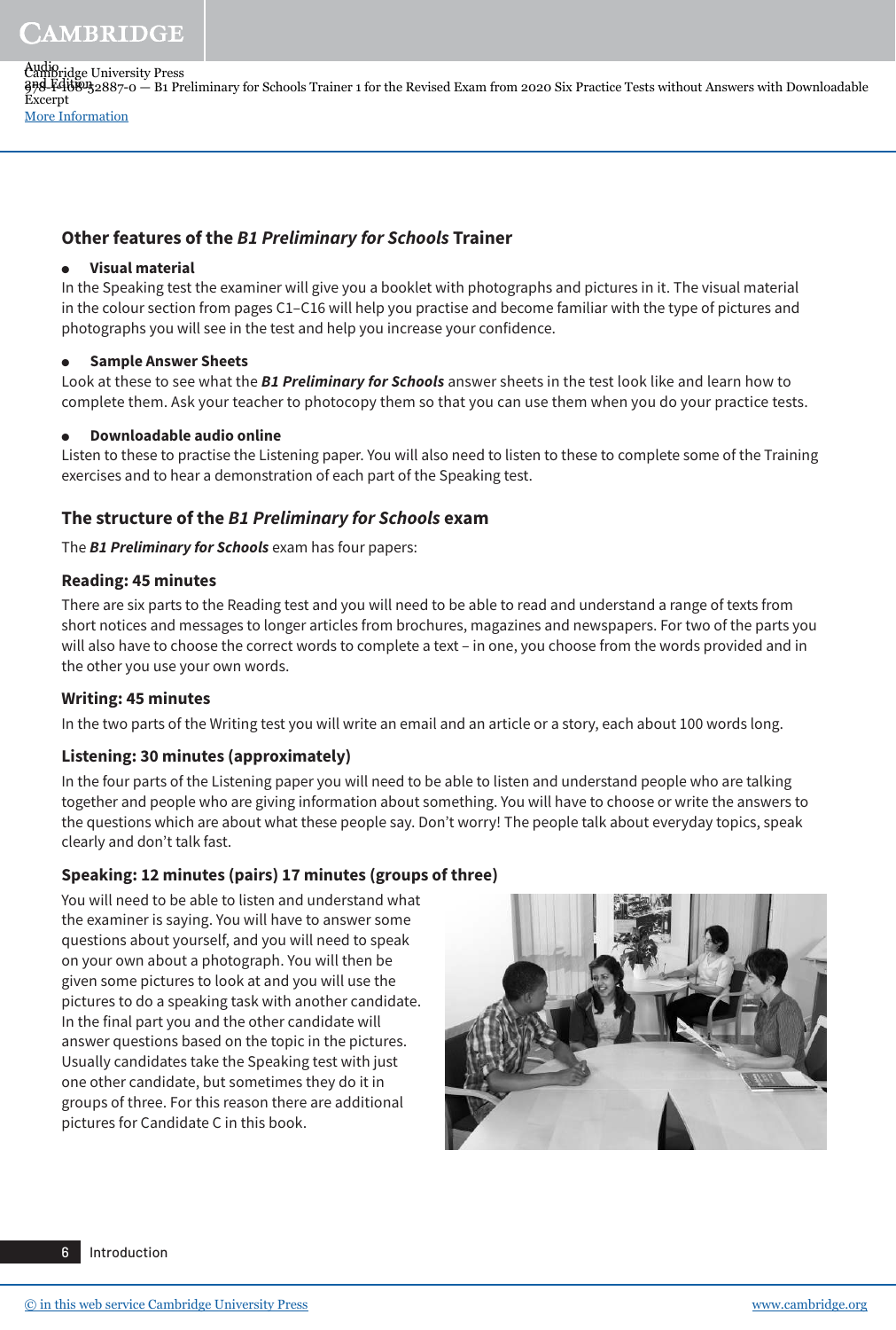## Other features of the *B1 Preliminary for Schools* Trainer

- **Visual material**

In the Speaking test the examiner will give you a booklet with photographs and pictures in it. The visual material in the colour section from pages C1–C16 will help you practise and become familiar with the type of pictures and photographs you will see in the test and help you increase your confidence.

- **Sample Answer Sheets**

Look at these to see what the ***B1 Preliminary for Schools*** answer sheets in the test look like and learn how to complete them. Ask your teacher to photocopy them so that you can use them when you do your practice tests.

- **Downloadable audio online**

Listen to these to practise the Listening paper. You will also need to listen to these to complete some of the Training exercises and to hear a demonstration of each part of the Speaking test.

## The structure of the *B1 Preliminary for Schools* exam

The ***B1 Preliminary for Schools*** exam has four papers:

### Reading: 45 minutes

There are six parts to the Reading test and you will need to be able to read and understand a range of texts from short notices and messages to longer articles from brochures, magazines and newspapers. For two of the parts you will also have to choose the correct words to complete a text – in one, you choose from the words provided and in the other you use your own words.

### Writing: 45 minutes

In the two parts of the Writing test you will write an email and an article or a story, each about 100 words long.

### Listening: 30 minutes (approximately)

In the four parts of the Listening paper you will need to be able to listen and understand people who are talking together and people who are giving information about something. You will have to choose or write the answers to the questions which are about what these people say. Don't worry! The people talk about everyday topics, speak clearly and don't talk fast.

### Speaking: 12 minutes (pairs) 17 minutes (groups of three)

You will need to be able to listen and understand what the examiner is saying. You will have to answer some questions about yourself, and you will need to speak on your own about a photograph. You will then be given some pictures to look at and you will use the pictures to do a speaking task with another candidate. In the final part you and the other candidate will answer questions based on the topic in the pictures. Usually candidates take the Speaking test with just one other candidate, but sometimes they do it in groups of three. For this reason there are additional pictures for Candidate C in this book.